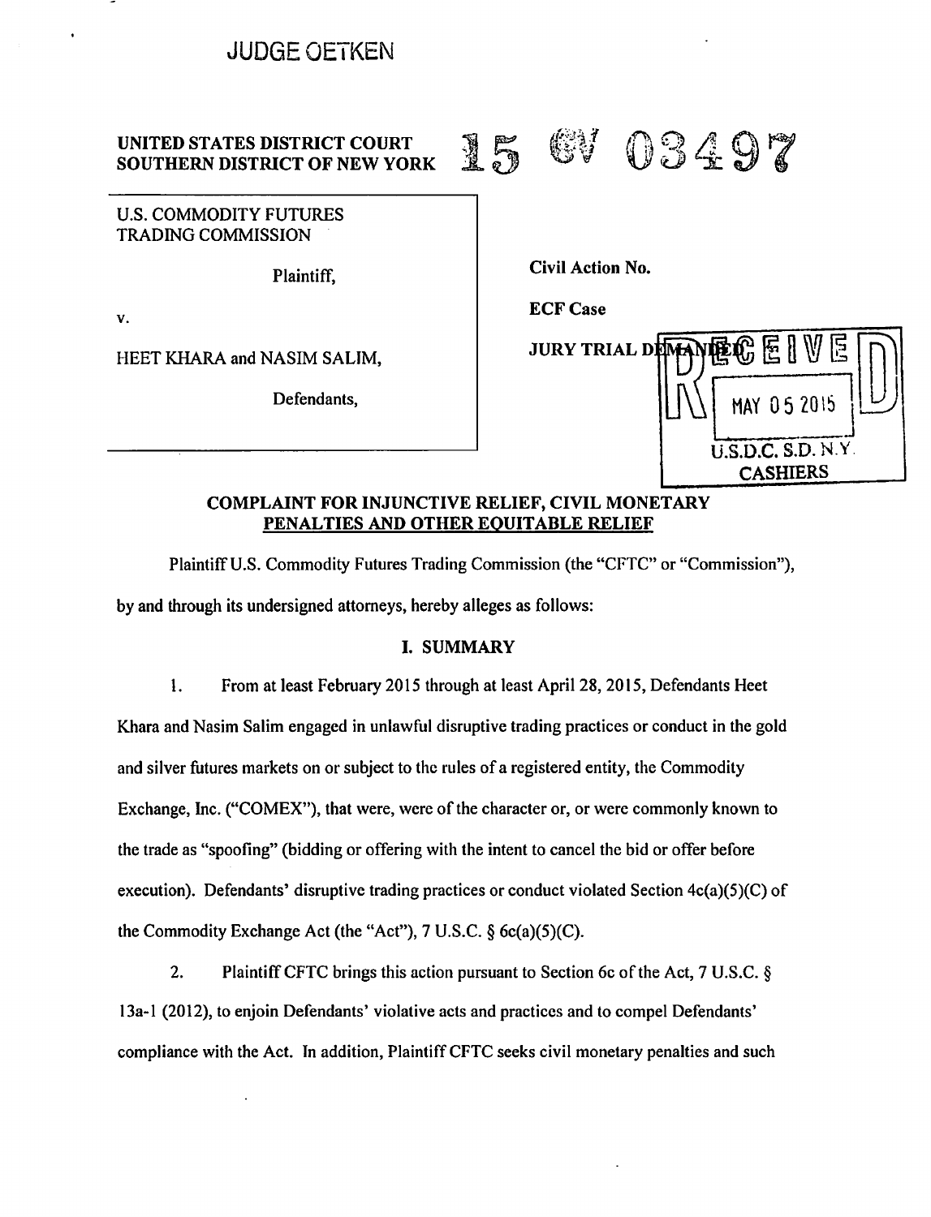JUDGE OETKEN

UNITED STATES DISTRICT COURT
SOUTHERN DISTRICT OF NEW YORK

15 CV 03497

| | |
|---|---|
| U.S. COMMODITY FUTURES TRADING COMMISSION<br><br>Plaintiff,<br><br>v.<br><br>HEET KHARA and NASIM SALIM,<br><br>Defendants, | Civil Action No.<br><br>ECF Case<br><br>JURY TRIAL DEMANDED |

RECEIVED
MAY 05 2015
U.S.D.C. S.D. N.Y.
CASHIERS

## COMPLAINT FOR INJUNCTIVE RELIEF, CIVIL MONETARY PENALTIES AND OTHER EQUITABLE RELIEF

Plaintiff U.S. Commodity Futures Trading Commission (the "CFTC" or "Commission"), by and through its undersigned attorneys, hereby alleges as follows:

### I. SUMMARY

1. From at least February 2015 through at least April 28, 2015, Defendants Heet Khara and Nasim Salim engaged in unlawful disruptive trading practices or conduct in the gold and silver futures markets on or subject to the rules of a registered entity, the Commodity Exchange, Inc. ("COMEX"), that were, were of the character or, or were commonly known to the trade as "spoofing" (bidding or offering with the intent to cancel the bid or offer before execution). Defendants' disruptive trading practices or conduct violated Section 4c(a)(5)(C) of the Commodity Exchange Act (the "Act"), 7 U.S.C. § 6c(a)(5)(C).

2. Plaintiff CFTC brings this action pursuant to Section 6c of the Act, 7 U.S.C. § 13a-1 (2012), to enjoin Defendants' violative acts and practices and to compel Defendants' compliance with the Act. In addition, Plaintiff CFTC seeks civil monetary penalties and such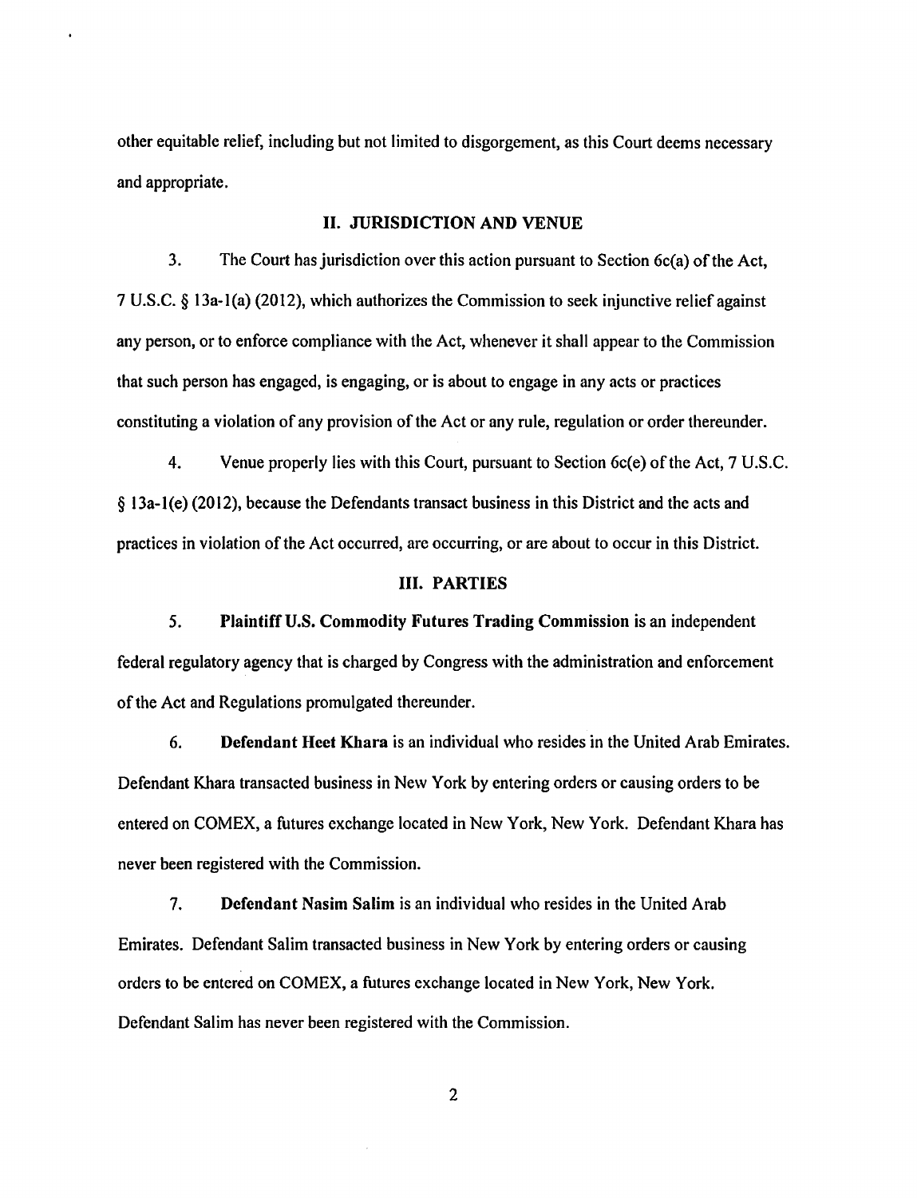other equitable relief, including but not limited to disgorgement, as this Court deems necessary and appropriate.

## II. JURISDICTION AND VENUE

3. The Court has jurisdiction over this action pursuant to Section 6c(a) of the Act, 7 U.S.C. § 13a-1(a) (2012), which authorizes the Commission to seek injunctive relief against any person, or to enforce compliance with the Act, whenever it shall appear to the Commission that such person has engaged, is engaging, or is about to engage in any acts or practices constituting a violation of any provision of the Act or any rule, regulation or order thereunder.

4. Venue properly lies with this Court, pursuant to Section 6c(e) of the Act, 7 U.S.C. § 13a-1(e) (2012), because the Defendants transact business in this District and the acts and practices in violation of the Act occurred, are occurring, or are about to occur in this District.

## III. PARTIES

5. **Plaintiff U.S. Commodity Futures Trading Commission** is an independent federal regulatory agency that is charged by Congress with the administration and enforcement of the Act and Regulations promulgated thereunder.

6. **Defendant Heet Khara** is an individual who resides in the United Arab Emirates. Defendant Khara transacted business in New York by entering orders or causing orders to be entered on COMEX, a futures exchange located in New York, New York. Defendant Khara has never been registered with the Commission.

7. **Defendant Nasim Salim** is an individual who resides in the United Arab Emirates. Defendant Salim transacted business in New York by entering orders or causing orders to be entered on COMEX, a futures exchange located in New York, New York. Defendant Salim has never been registered with the Commission.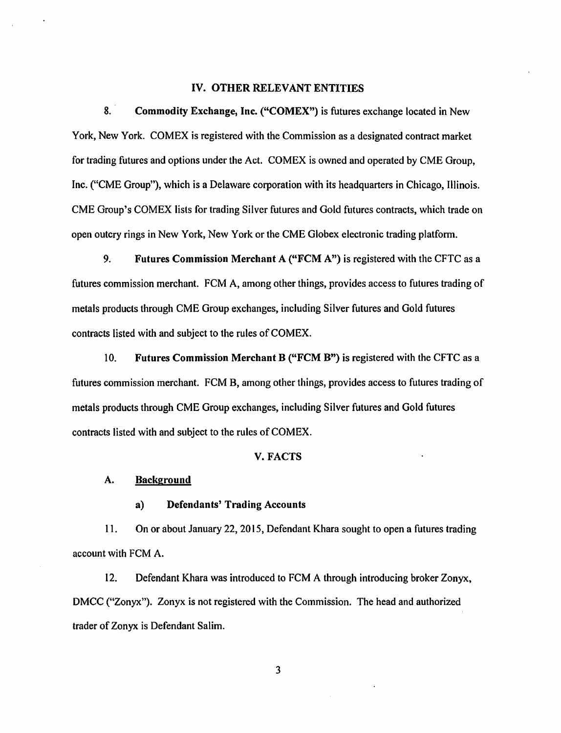## IV. OTHER RELEVANT ENTITIES

8. **Commodity Exchange, Inc. ("COMEX")** is futures exchange located in New York, New York. COMEX is registered with the Commission as a designated contract market for trading futures and options under the Act. COMEX is owned and operated by CME Group, Inc. ("CME Group"), which is a Delaware corporation with its headquarters in Chicago, Illinois. CME Group's COMEX lists for trading Silver futures and Gold futures contracts, which trade on open outcry rings in New York, New York or the CME Globex electronic trading platform.

9. **Futures Commission Merchant A ("FCM A")** is registered with the CFTC as a futures commission merchant. FCM A, among other things, provides access to futures trading of metals products through CME Group exchanges, including Silver futures and Gold futures contracts listed with and subject to the rules of COMEX.

10. **Futures Commission Merchant B ("FCM B")** is registered with the CFTC as a futures commission merchant. FCM B, among other things, provides access to futures trading of metals products through CME Group exchanges, including Silver futures and Gold futures contracts listed with and subject to the rules of COMEX.

## V. FACTS

### A. Background

#### a) Defendants' Trading Accounts

11. On or about January 22, 2015, Defendant Khara sought to open a futures trading account with FCM A.

12. Defendant Khara was introduced to FCM A through introducing broker Zonyx, DMCC ("Zonyx"). Zonyx is not registered with the Commission. The head and authorized trader of Zonyx is Defendant Salim.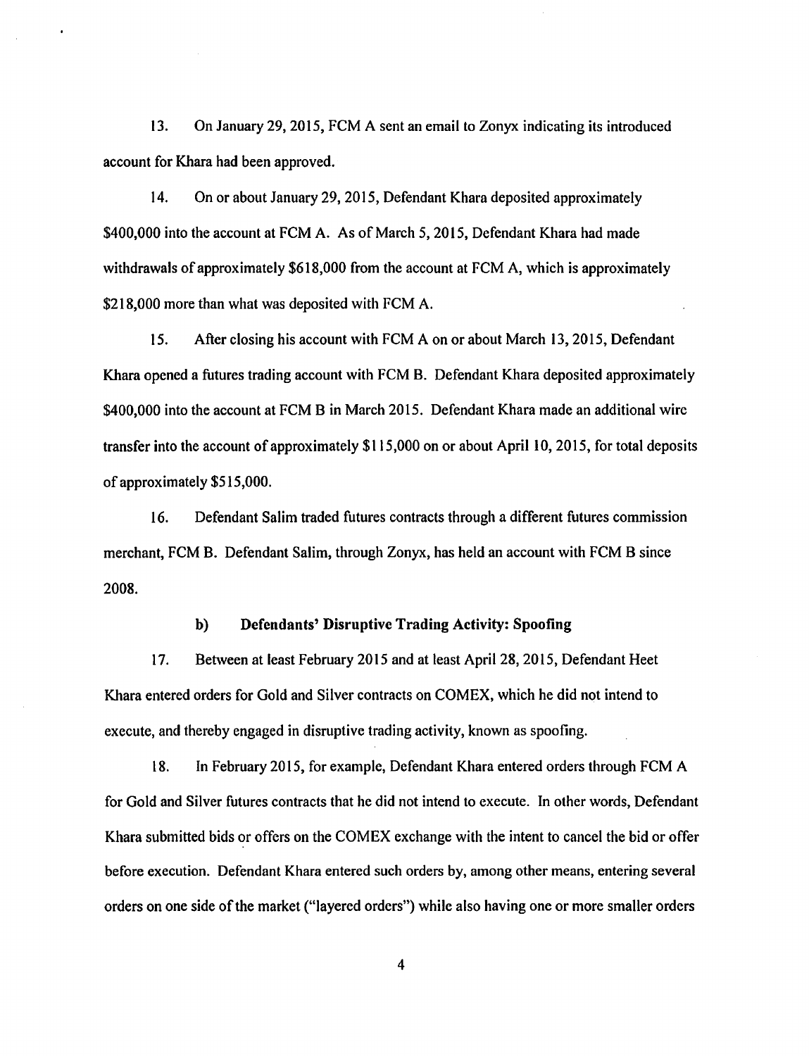13. On January 29, 2015, FCM A sent an email to Zonyx indicating its introduced account for Khara had been approved.

14. On or about January 29, 2015, Defendant Khara deposited approximately $400,000 into the account at FCM A. As of March 5, 2015, Defendant Khara had made withdrawals of approximately $618,000 from the account at FCM A, which is approximately $218,000 more than what was deposited with FCM A.

15. After closing his account with FCM A on or about March 13, 2015, Defendant Khara opened a futures trading account with FCM B. Defendant Khara deposited approximately $400,000 into the account at FCM B in March 2015. Defendant Khara made an additional wire transfer into the account of approximately $115,000 on or about April 10, 2015, for total deposits of approximately $515,000.

16. Defendant Salim traded futures contracts through a different futures commission merchant, FCM B. Defendant Salim, through Zonyx, has held an account with FCM B since 2008.

### b) Defendants' Disruptive Trading Activity: Spoofing

17. Between at least February 2015 and at least April 28, 2015, Defendant Heet Khara entered orders for Gold and Silver contracts on COMEX, which he did not intend to execute, and thereby engaged in disruptive trading activity, known as spoofing.

18. In February 2015, for example, Defendant Khara entered orders through FCM A for Gold and Silver futures contracts that he did not intend to execute. In other words, Defendant Khara submitted bids or offers on the COMEX exchange with the intent to cancel the bid or offer before execution. Defendant Khara entered such orders by, among other means, entering several orders on one side of the market ("layered orders") while also having one or more smaller orders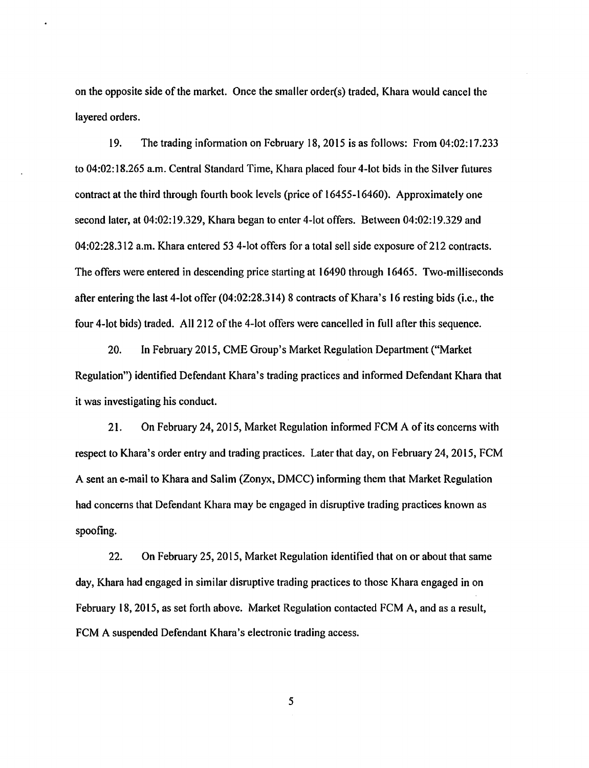on the opposite side of the market. Once the smaller order(s) traded, Khara would cancel the layered orders.

19. The trading information on February 18, 2015 is as follows: From 04:02:17.233 to 04:02:18.265 a.m. Central Standard Time, Khara placed four 4-lot bids in the Silver futures contract at the third through fourth book levels (price of 16455-16460). Approximately one second later, at 04:02:19.329, Khara began to enter 4-lot offers. Between 04:02:19.329 and 04:02:28.312 a.m. Khara entered 53 4-lot offers for a total sell side exposure of 212 contracts. The offers were entered in descending price starting at 16490 through 16465. Two-milliseconds after entering the last 4-lot offer (04:02:28.314) 8 contracts of Khara's 16 resting bids (i.e., the four 4-lot bids) traded. All 212 of the 4-lot offers were cancelled in full after this sequence.

20. In February 2015, CME Group's Market Regulation Department ("Market Regulation") identified Defendant Khara's trading practices and informed Defendant Khara that it was investigating his conduct.

21. On February 24, 2015, Market Regulation informed FCM A of its concerns with respect to Khara's order entry and trading practices. Later that day, on February 24, 2015, FCM A sent an e-mail to Khara and Salim (Zonyx, DMCC) informing them that Market Regulation had concerns that Defendant Khara may be engaged in disruptive trading practices known as spoofing.

22. On February 25, 2015, Market Regulation identified that on or about that same day, Khara had engaged in similar disruptive trading practices to those Khara engaged in on February 18, 2015, as set forth above. Market Regulation contacted FCM A, and as a result, FCM A suspended Defendant Khara's electronic trading access.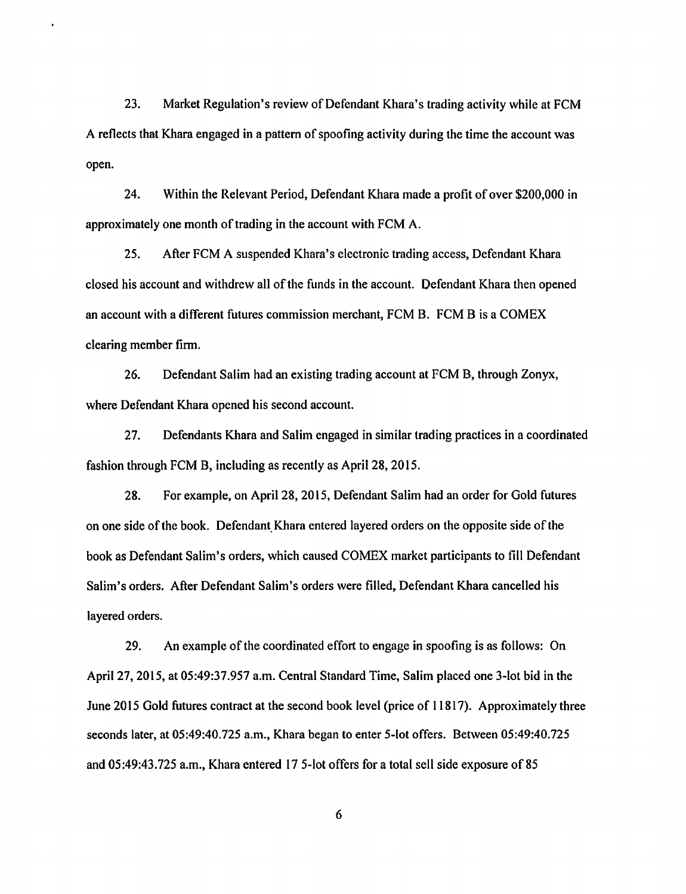23. Market Regulation's review of Defendant Khara's trading activity while at FCM A reflects that Khara engaged in a pattern of spoofing activity during the time the account was open.

24. Within the Relevant Period, Defendant Khara made a profit of over $200,000 in approximately one month of trading in the account with FCM A.

25. After FCM A suspended Khara's electronic trading access, Defendant Khara closed his account and withdrew all of the funds in the account. Defendant Khara then opened an account with a different futures commission merchant, FCM B. FCM B is a COMEX clearing member firm.

26. Defendant Salim had an existing trading account at FCM B, through Zonyx, where Defendant Khara opened his second account.

27. Defendants Khara and Salim engaged in similar trading practices in a coordinated fashion through FCM B, including as recently as April 28, 2015.

28. For example, on April 28, 2015, Defendant Salim had an order for Gold futures on one side of the book. Defendant Khara entered layered orders on the opposite side of the book as Defendant Salim's orders, which caused COMEX market participants to fill Defendant Salim's orders. After Defendant Salim's orders were filled, Defendant Khara cancelled his layered orders.

29. An example of the coordinated effort to engage in spoofing is as follows: On April 27, 2015, at 05:49:37.957 a.m. Central Standard Time, Salim placed one 3-lot bid in the June 2015 Gold futures contract at the second book level (price of 11817). Approximately three seconds later, at 05:49:40.725 a.m., Khara began to enter 5-lot offers. Between 05:49:40.725 and 05:49:43.725 a.m., Khara entered 17 5-lot offers for a total sell side exposure of 85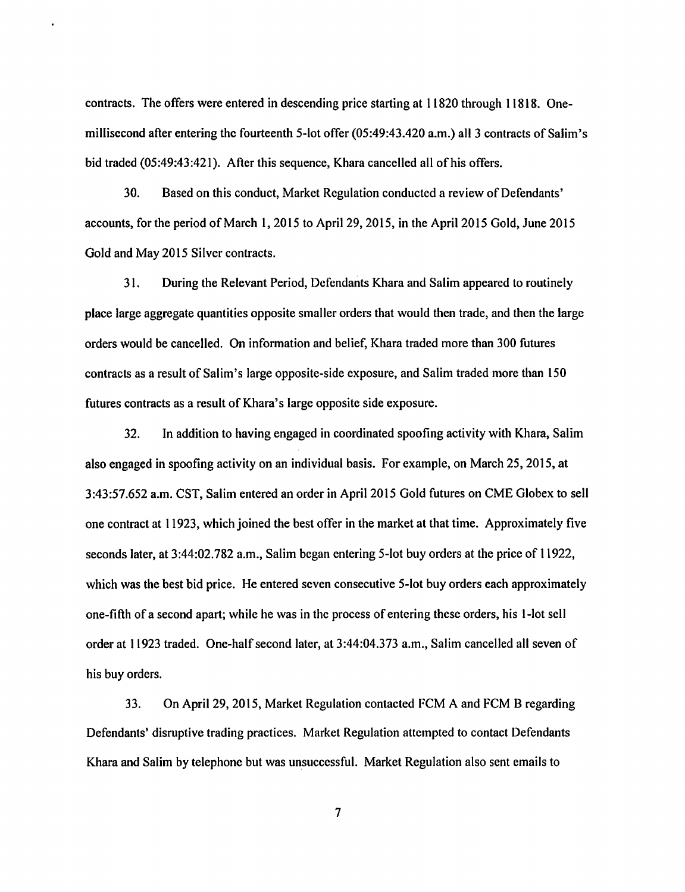contracts. The offers were entered in descending price starting at 11820 through 11818. One-millisecond after entering the fourteenth 5-lot offer (05:49:43.420 a.m.) all 3 contracts of Salim's bid traded (05:49:43:421). After this sequence, Khara cancelled all of his offers.

30. Based on this conduct, Market Regulation conducted a review of Defendants' accounts, for the period of March 1, 2015 to April 29, 2015, in the April 2015 Gold, June 2015 Gold and May 2015 Silver contracts.

31. During the Relevant Period, Defendants Khara and Salim appeared to routinely place large aggregate quantities opposite smaller orders that would then trade, and then the large orders would be cancelled. On information and belief, Khara traded more than 300 futures contracts as a result of Salim's large opposite-side exposure, and Salim traded more than 150 futures contracts as a result of Khara's large opposite side exposure.

32. In addition to having engaged in coordinated spoofing activity with Khara, Salim also engaged in spoofing activity on an individual basis. For example, on March 25, 2015, at 3:43:57.652 a.m. CST, Salim entered an order in April 2015 Gold futures on CME Globex to sell one contract at 11923, which joined the best offer in the market at that time. Approximately five seconds later, at 3:44:02.782 a.m., Salim began entering 5-lot buy orders at the price of 11922, which was the best bid price. He entered seven consecutive 5-lot buy orders each approximately one-fifth of a second apart; while he was in the process of entering these orders, his 1-lot sell order at 11923 traded. One-half second later, at 3:44:04.373 a.m., Salim cancelled all seven of his buy orders.

33. On April 29, 2015, Market Regulation contacted FCM A and FCM B regarding Defendants' disruptive trading practices. Market Regulation attempted to contact Defendants Khara and Salim by telephone but was unsuccessful. Market Regulation also sent emails to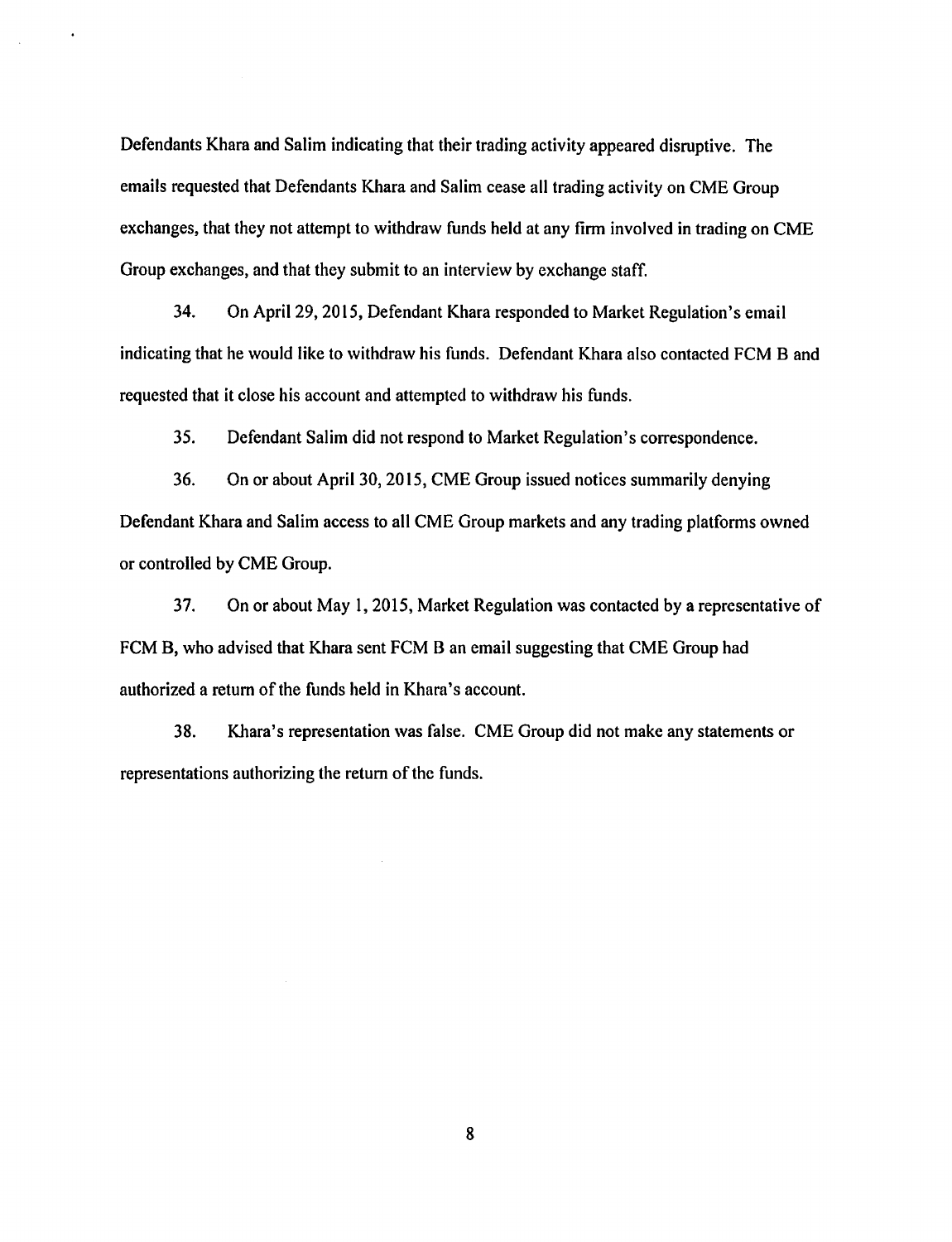Defendants Khara and Salim indicating that their trading activity appeared disruptive. The emails requested that Defendants Khara and Salim cease all trading activity on CME Group exchanges, that they not attempt to withdraw funds held at any firm involved in trading on CME Group exchanges, and that they submit to an interview by exchange staff.

34. On April 29, 2015, Defendant Khara responded to Market Regulation's email indicating that he would like to withdraw his funds. Defendant Khara also contacted FCM B and requested that it close his account and attempted to withdraw his funds.

35. Defendant Salim did not respond to Market Regulation's correspondence.

36. On or about April 30, 2015, CME Group issued notices summarily denying Defendant Khara and Salim access to all CME Group markets and any trading platforms owned or controlled by CME Group.

37. On or about May 1, 2015, Market Regulation was contacted by a representative of FCM B, who advised that Khara sent FCM B an email suggesting that CME Group had authorized a return of the funds held in Khara's account.

38. Khara's representation was false. CME Group did not make any statements or representations authorizing the return of the funds.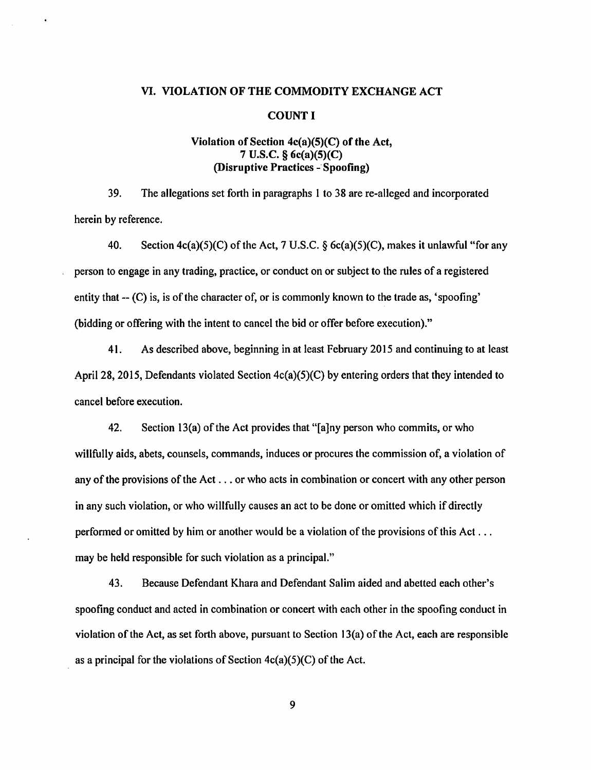## VI. VIOLATION OF THE COMMODITY EXCHANGE ACT

### COUNT I

**Violation of Section 4c(a)(5)(C) of the Act,**
**7 U.S.C. § 6c(a)(5)(C)**
**(Disruptive Practices - Spoofing)**

39. The allegations set forth in paragraphs 1 to 38 are re-alleged and incorporated herein by reference.

40. Section 4c(a)(5)(C) of the Act, 7 U.S.C. § 6c(a)(5)(C), makes it unlawful "for any person to engage in any trading, practice, or conduct on or subject to the rules of a registered entity that -- (C) is, is of the character of, or is commonly known to the trade as, 'spoofing' (bidding or offering with the intent to cancel the bid or offer before execution)."

41. As described above, beginning in at least February 2015 and continuing to at least April 28, 2015, Defendants violated Section 4c(a)(5)(C) by entering orders that they intended to cancel before execution.

42. Section 13(a) of the Act provides that "[a]ny person who commits, or who willfully aids, abets, counsels, commands, induces or procures the commission of, a violation of any of the provisions of the Act . . . or who acts in combination or concert with any other person in any such violation, or who willfully causes an act to be done or omitted which if directly performed or omitted by him or another would be a violation of the provisions of this Act . . . may be held responsible for such violation as a principal."

43. Because Defendant Khara and Defendant Salim aided and abetted each other's spoofing conduct and acted in combination or concert with each other in the spoofing conduct in violation of the Act, as set forth above, pursuant to Section 13(a) of the Act, each are responsible as a principal for the violations of Section 4c(a)(5)(C) of the Act.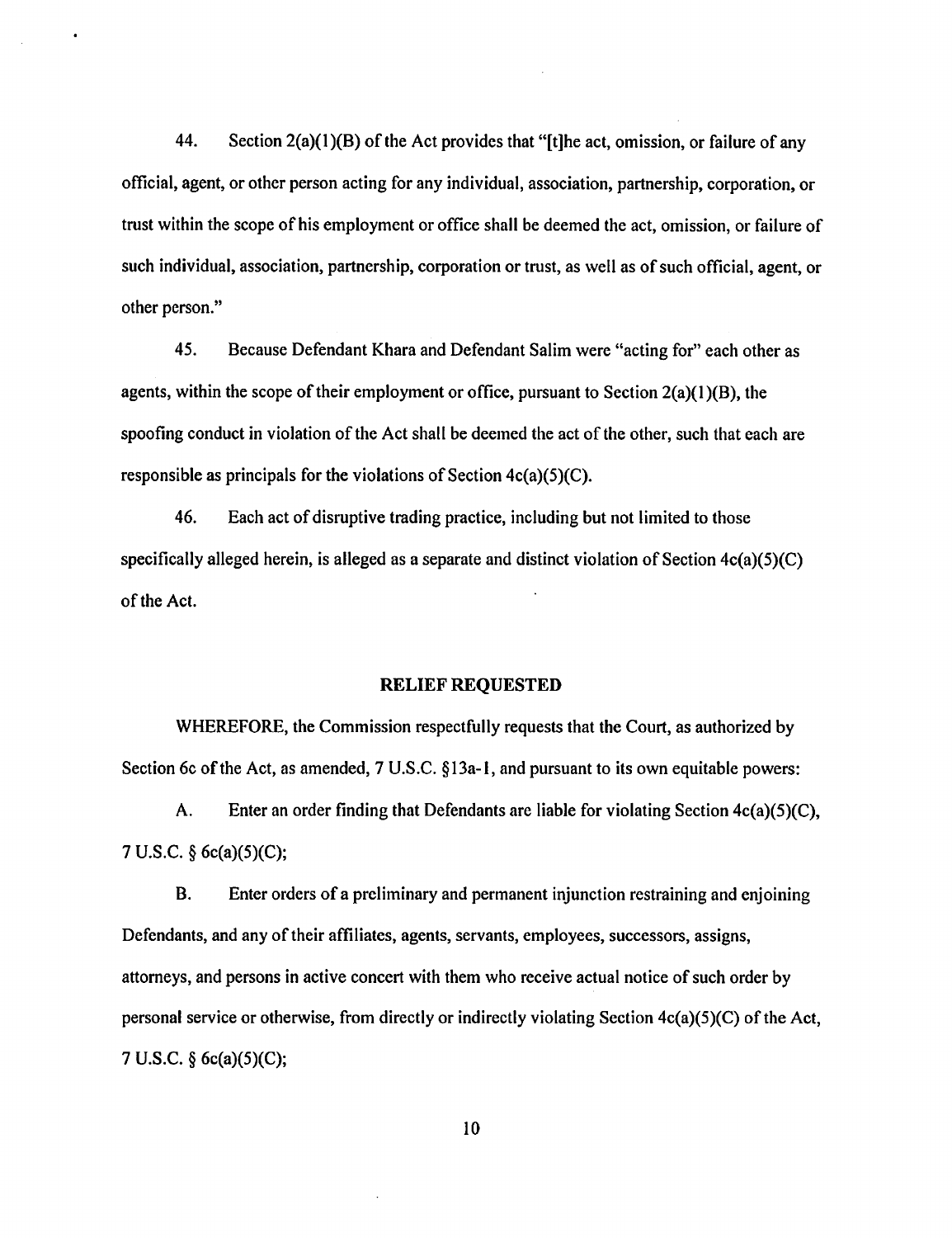44. Section 2(a)(1)(B) of the Act provides that "[t]he act, omission, or failure of any official, agent, or other person acting for any individual, association, partnership, corporation, or trust within the scope of his employment or office shall be deemed the act, omission, or failure of such individual, association, partnership, corporation or trust, as well as of such official, agent, or other person."

45. Because Defendant Khara and Defendant Salim were "acting for" each other as agents, within the scope of their employment or office, pursuant to Section 2(a)(1)(B), the spoofing conduct in violation of the Act shall be deemed the act of the other, such that each are responsible as principals for the violations of Section 4c(a)(5)(C).

46. Each act of disruptive trading practice, including but not limited to those specifically alleged herein, is alleged as a separate and distinct violation of Section 4c(a)(5)(C) of the Act.

## RELIEF REQUESTED

WHEREFORE, the Commission respectfully requests that the Court, as authorized by Section 6c of the Act, as amended, 7 U.S.C. §13a-1, and pursuant to its own equitable powers:

A. Enter an order finding that Defendants are liable for violating Section 4c(a)(5)(C), 7 U.S.C. § 6c(a)(5)(C);

B. Enter orders of a preliminary and permanent injunction restraining and enjoining Defendants, and any of their affiliates, agents, servants, employees, successors, assigns, attorneys, and persons in active concert with them who receive actual notice of such order by personal service or otherwise, from directly or indirectly violating Section 4c(a)(5)(C) of the Act, 7 U.S.C. § 6c(a)(5)(C);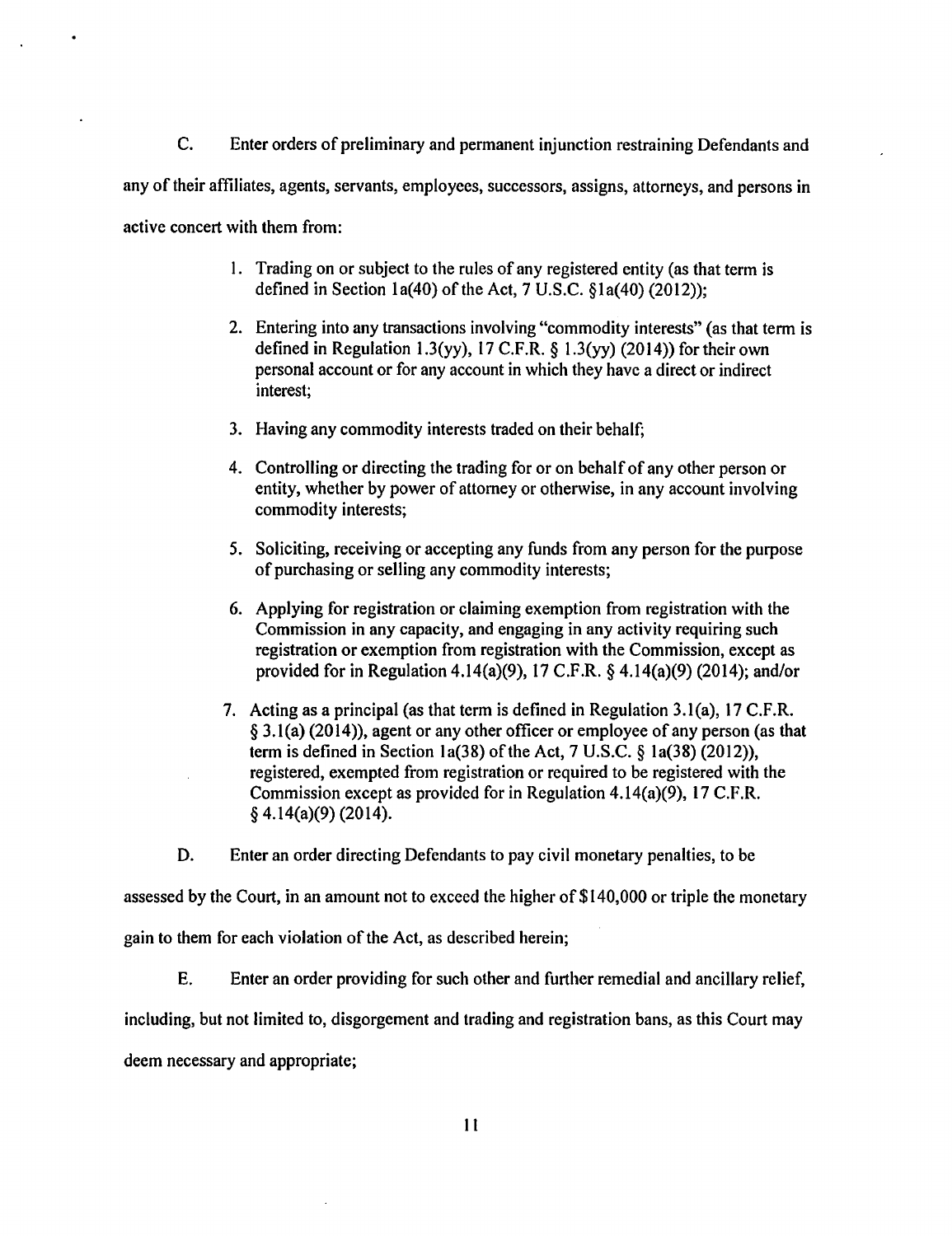C. Enter orders of preliminary and permanent injunction restraining Defendants and any of their affiliates, agents, servants, employees, successors, assigns, attorneys, and persons in active concert with them from:

1. Trading on or subject to the rules of any registered entity (as that term is defined in Section 1a(40) of the Act, 7 U.S.C. §1a(40) (2012));

2. Entering into any transactions involving "commodity interests" (as that term is defined in Regulation 1.3(yy), 17 C.F.R. § 1.3(yy) (2014)) for their own personal account or for any account in which they have a direct or indirect interest;

3. Having any commodity interests traded on their behalf;

4. Controlling or directing the trading for or on behalf of any other person or entity, whether by power of attorney or otherwise, in any account involving commodity interests;

5. Soliciting, receiving or accepting any funds from any person for the purpose of purchasing or selling any commodity interests;

6. Applying for registration or claiming exemption from registration with the Commission in any capacity, and engaging in any activity requiring such registration or exemption from registration with the Commission, except as provided for in Regulation 4.14(a)(9), 17 C.F.R. § 4.14(a)(9) (2014); and/or

7. Acting as a principal (as that term is defined in Regulation 3.1(a), 17 C.F.R. § 3.1(a) (2014)), agent or any other officer or employee of any person (as that term is defined in Section 1a(38) of the Act, 7 U.S.C. § 1a(38) (2012)), registered, exempted from registration or required to be registered with the Commission except as provided for in Regulation 4.14(a)(9), 17 C.F.R. § 4.14(a)(9) (2014).

D. Enter an order directing Defendants to pay civil monetary penalties, to be assessed by the Court, in an amount not to exceed the higher of $140,000 or triple the monetary gain to them for each violation of the Act, as described herein;

E. Enter an order providing for such other and further remedial and ancillary relief, including, but not limited to, disgorgement and trading and registration bans, as this Court may deem necessary and appropriate;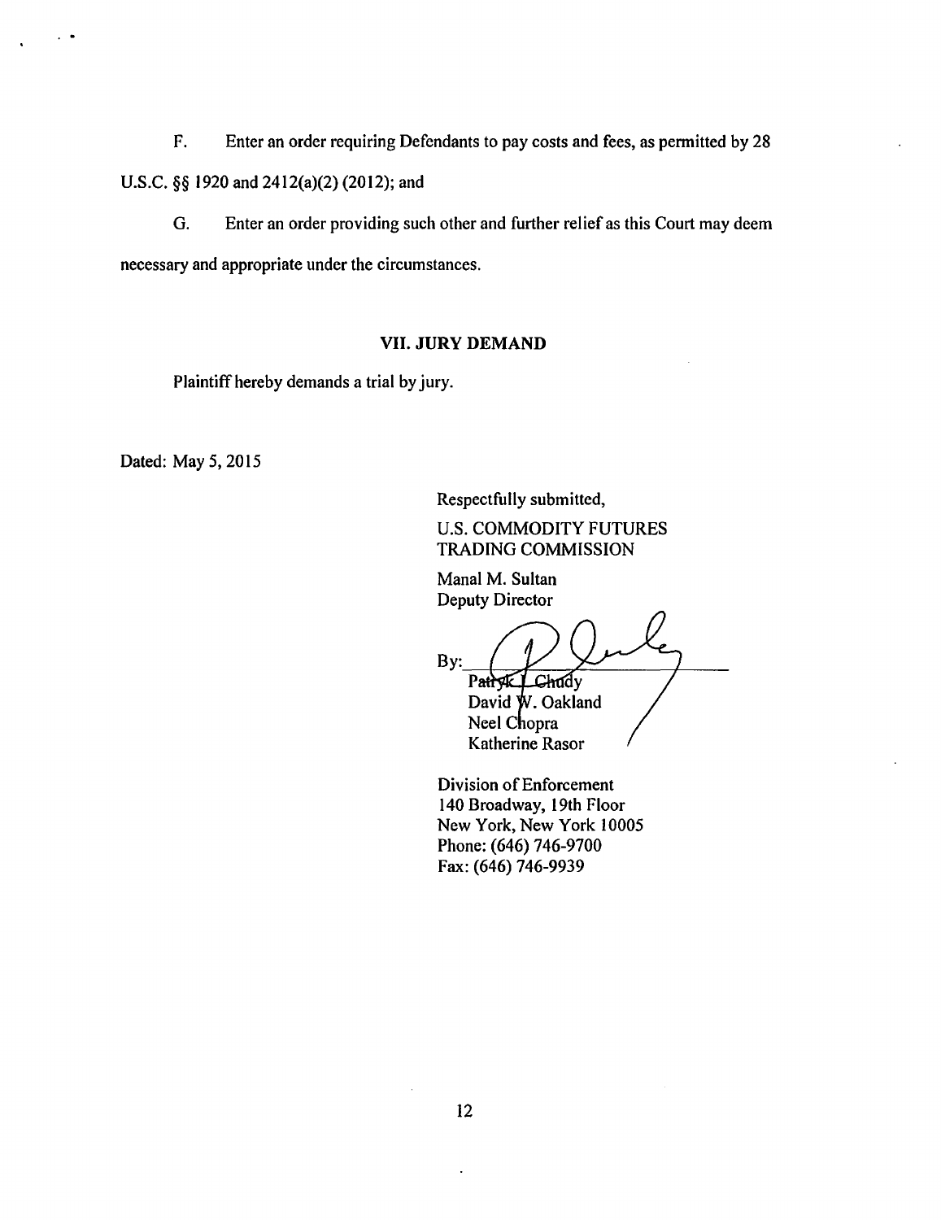F. Enter an order requiring Defendants to pay costs and fees, as permitted by 28 U.S.C. §§ 1920 and 2412(a)(2) (2012); and

G. Enter an order providing such other and further relief as this Court may deem necessary and appropriate under the circumstances.

## VII. JURY DEMAND

Plaintiff hereby demands a trial by jury.

Dated: May 5, 2015

Respectfully submitted,

U.S. COMMODITY FUTURES TRADING COMMISSION

Manal M. Sultan
Deputy Director

By: ______________________
Patryk J. Chudy
David W. Oakland
Neel Chopra
Katherine Rasor

Division of Enforcement
140 Broadway, 19th Floor
New York, New York 10005
Phone: (646) 746-9700
Fax: (646) 746-9939